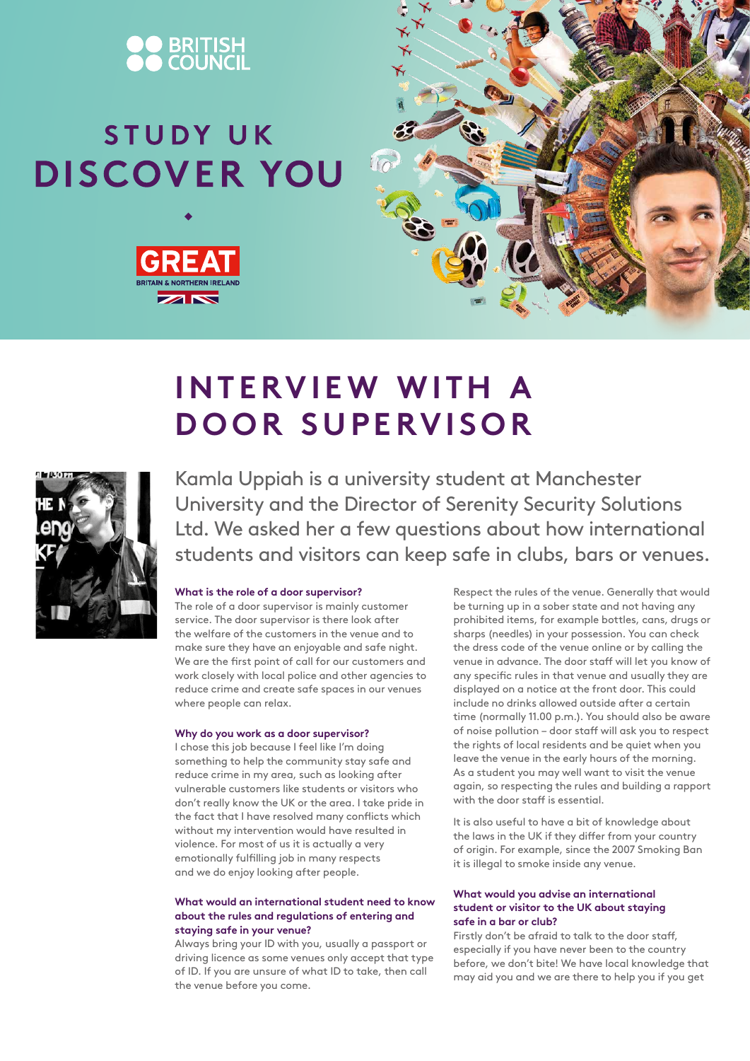BRITISH COUNCIL

# STUDY UK
# DISCOVER YOU

GREAT
BRITAIN & NORTHERN IRELAND

## INTERVIEW WITH A DOOR SUPERVISOR

Kamla Uppiah is a university student at Manchester University and the Director of Serenity Security Solutions Ltd. We asked her a few questions about how international students and visitors can keep safe in clubs, bars or venues.

### What is the role of a door supervisor?

The role of a door supervisor is mainly customer service. The door supervisor is there look after the welfare of the customers in the venue and to make sure they have an enjoyable and safe night. We are the first point of call for our customers and work closely with local police and other agencies to reduce crime and create safe spaces in our venues where people can relax.

### Why do you work as a door supervisor?

I chose this job because I feel like I'm doing something to help the community stay safe and reduce crime in my area, such as looking after vulnerable customers like students or visitors who don't really know the UK or the area. I take pride in the fact that I have resolved many conflicts which without my intervention would have resulted in violence. For most of us it is actually a very emotionally fulfilling job in many respects and we do enjoy looking after people.

### What would an international student need to know about the rules and regulations of entering and staying safe in your venue?

Always bring your ID with you, usually a passport or driving licence as some venues only accept that type of ID. If you are unsure of what ID to take, then call the venue before you come.

Respect the rules of the venue. Generally that would be turning up in a sober state and not having any prohibited items, for example bottles, cans, drugs or sharps (needles) in your possession. You can check the dress code of the venue online or by calling the venue in advance. The door staff will let you know of any specific rules in that venue and usually they are displayed on a notice at the front door. This could include no drinks allowed outside after a certain time (normally 11.00 p.m.). You should also be aware of noise pollution – door staff will ask you to respect the rights of local residents and be quiet when you leave the venue in the early hours of the morning. As a student you may well want to visit the venue again, so respecting the rules and building a rapport with the door staff is essential.

It is also useful to have a bit of knowledge about the laws in the UK if they differ from your country of origin. For example, since the 2007 Smoking Ban it is illegal to smoke inside any venue.

### What would you advise an international student or visitor to the UK about staying safe in a bar or club?

Firstly don't be afraid to talk to the door staff, especially if you have never been to the country before, we don't bite! We have local knowledge that may aid you and we are there to help you if you get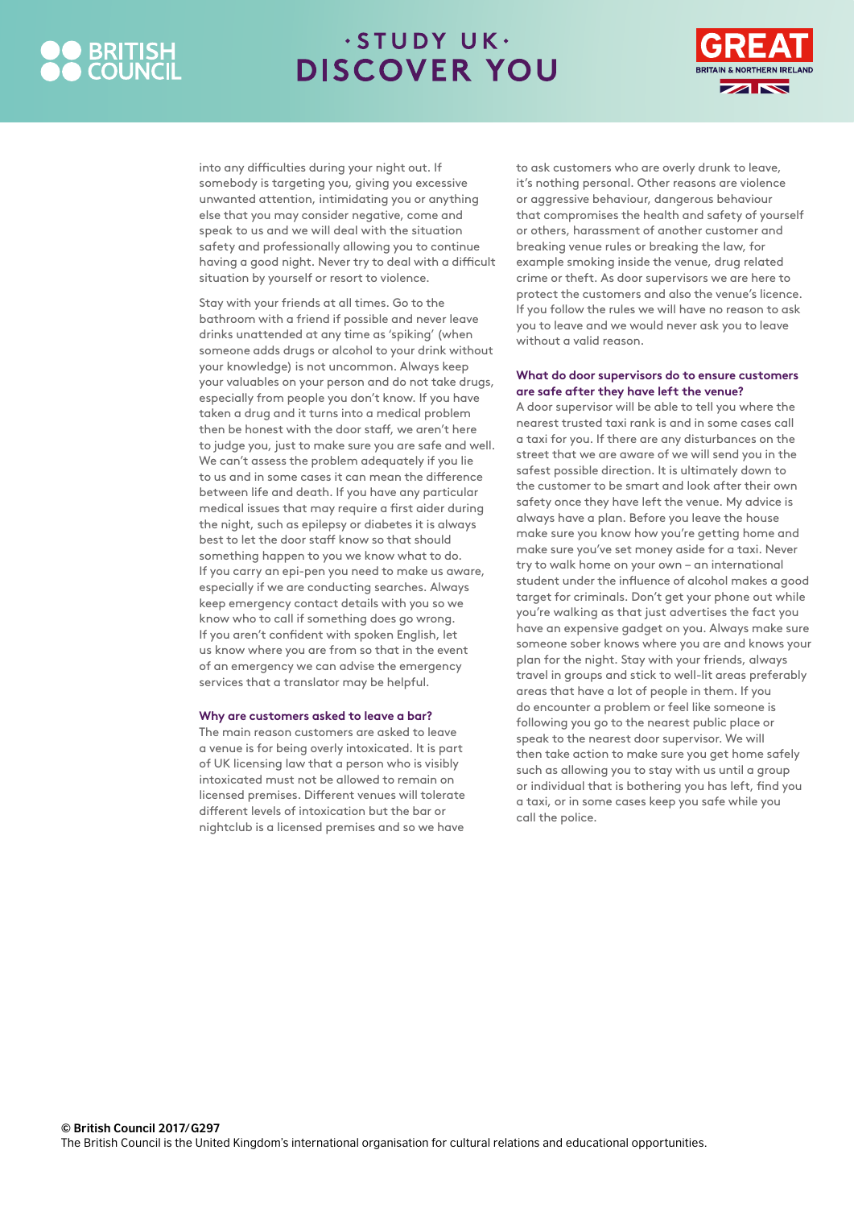into any difficulties during your night out. If somebody is targeting you, giving you excessive unwanted attention, intimidating you or anything else that you may consider negative, come and speak to us and we will deal with the situation safety and professionally allowing you to continue having a good night. Never try to deal with a difficult situation by yourself or resort to violence.

Stay with your friends at all times. Go to the bathroom with a friend if possible and never leave drinks unattended at any time as 'spiking' (when someone adds drugs or alcohol to your drink without your knowledge) is not uncommon. Always keep your valuables on your person and do not take drugs, especially from people you don't know. If you have taken a drug and it turns into a medical problem then be honest with the door staff, we aren't here to judge you, just to make sure you are safe and well. We can't assess the problem adequately if you lie to us and in some cases it can mean the difference between life and death. If you have any particular medical issues that may require a first aider during the night, such as epilepsy or diabetes it is always best to let the door staff know so that should something happen to you we know what to do. If you carry an epi-pen you need to make us aware, especially if we are conducting searches. Always keep emergency contact details with you so we know who to call if something does go wrong. If you aren't confident with spoken English, let us know where you are from so that in the event of an emergency we can advise the emergency services that a translator may be helpful.

### Why are customers asked to leave a bar?

The main reason customers are asked to leave a venue is for being overly intoxicated. It is part of UK licensing law that a person who is visibly intoxicated must not be allowed to remain on licensed premises. Different venues will tolerate different levels of intoxication but the bar or nightclub is a licensed premises and so we have to ask customers who are overly drunk to leave, it's nothing personal. Other reasons are violence or aggressive behaviour, dangerous behaviour that compromises the health and safety of yourself or others, harassment of another customer and breaking venue rules or breaking the law, for example smoking inside the venue, drug related crime or theft. As door supervisors we are here to protect the customers and also the venue's licence. If you follow the rules we will have no reason to ask you to leave and we would never ask you to leave without a valid reason.

### What do door supervisors do to ensure customers are safe after they have left the venue?

A door supervisor will be able to tell you where the nearest trusted taxi rank is and in some cases call a taxi for you. If there are any disturbances on the street that we are aware of we will send you in the safest possible direction. It is ultimately down to the customer to be smart and look after their own safety once they have left the venue. My advice is always have a plan. Before you leave the house make sure you know how you're getting home and make sure you've set money aside for a taxi. Never try to walk home on your own – an international student under the influence of alcohol makes a good target for criminals. Don't get your phone out while you're walking as that just advertises the fact you have an expensive gadget on you. Always make sure someone sober knows where you are and knows your plan for the night. Stay with your friends, always travel in groups and stick to well-lit areas preferably areas that have a lot of people in them. If you do encounter a problem or feel like someone is following you go to the nearest public place or speak to the nearest door supervisor. We will then take action to make sure you get home safely such as allowing you to stay with us until a group or individual that is bothering you has left, find you a taxi, or in some cases keep you safe while you call the police.

**© British Council 2017/G297**

The British Council is the United Kingdom's international organisation for cultural relations and educational opportunities.